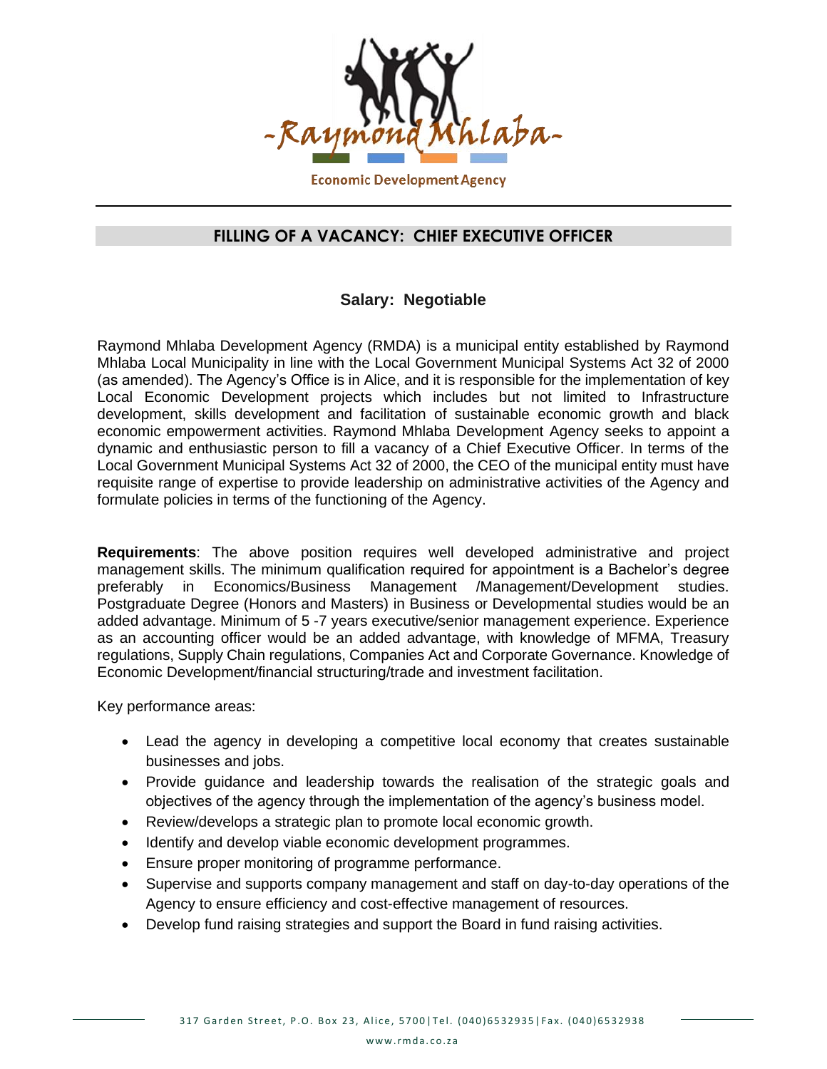-Raymond Mhlaba-

Economic Development Agency

## FILLING OF A VACANCY: CHIEF EXECUTIVE OFFICER

### Salary: Negotiable

Raymond Mhlaba Development Agency (RMDA) is a municipal entity established by Raymond Mhlaba Local Municipality in line with the Local Government Municipal Systems Act 32 of 2000 (as amended). The Agency's Office is in Alice, and it is responsible for the implementation of key Local Economic Development projects which includes but not limited to Infrastructure development, skills development and facilitation of sustainable economic growth and black economic empowerment activities. Raymond Mhlaba Development Agency seeks to appoint a dynamic and enthusiastic person to fill a vacancy of a Chief Executive Officer. In terms of the Local Government Municipal Systems Act 32 of 2000, the CEO of the municipal entity must have requisite range of expertise to provide leadership on administrative activities of the Agency and formulate policies in terms of the functioning of the Agency.

**Requirements**: The above position requires well developed administrative and project management skills. The minimum qualification required for appointment is a Bachelor's degree preferably in Economics/Business Management /Management/Development studies. Postgraduate Degree (Honors and Masters) in Business or Developmental studies would be an added advantage. Minimum of 5 -7 years executive/senior management experience. Experience as an accounting officer would be an added advantage, with knowledge of MFMA, Treasury regulations, Supply Chain regulations, Companies Act and Corporate Governance. Knowledge of Economic Development/financial structuring/trade and investment facilitation.

Key performance areas:

- Lead the agency in developing a competitive local economy that creates sustainable businesses and jobs.
- Provide guidance and leadership towards the realisation of the strategic goals and objectives of the agency through the implementation of the agency's business model.
- Review/develops a strategic plan to promote local economic growth.
- Identify and develop viable economic development programmes.
- Ensure proper monitoring of programme performance.
- Supervise and supports company management and staff on day-to-day operations of the Agency to ensure efficiency and cost-effective management of resources.
- Develop fund raising strategies and support the Board in fund raising activities.

317 Garden Street, P.O. Box 23, Alice, 5700|Tel. (040)6532935|Fax. (040)6532938

www.rmda.co.za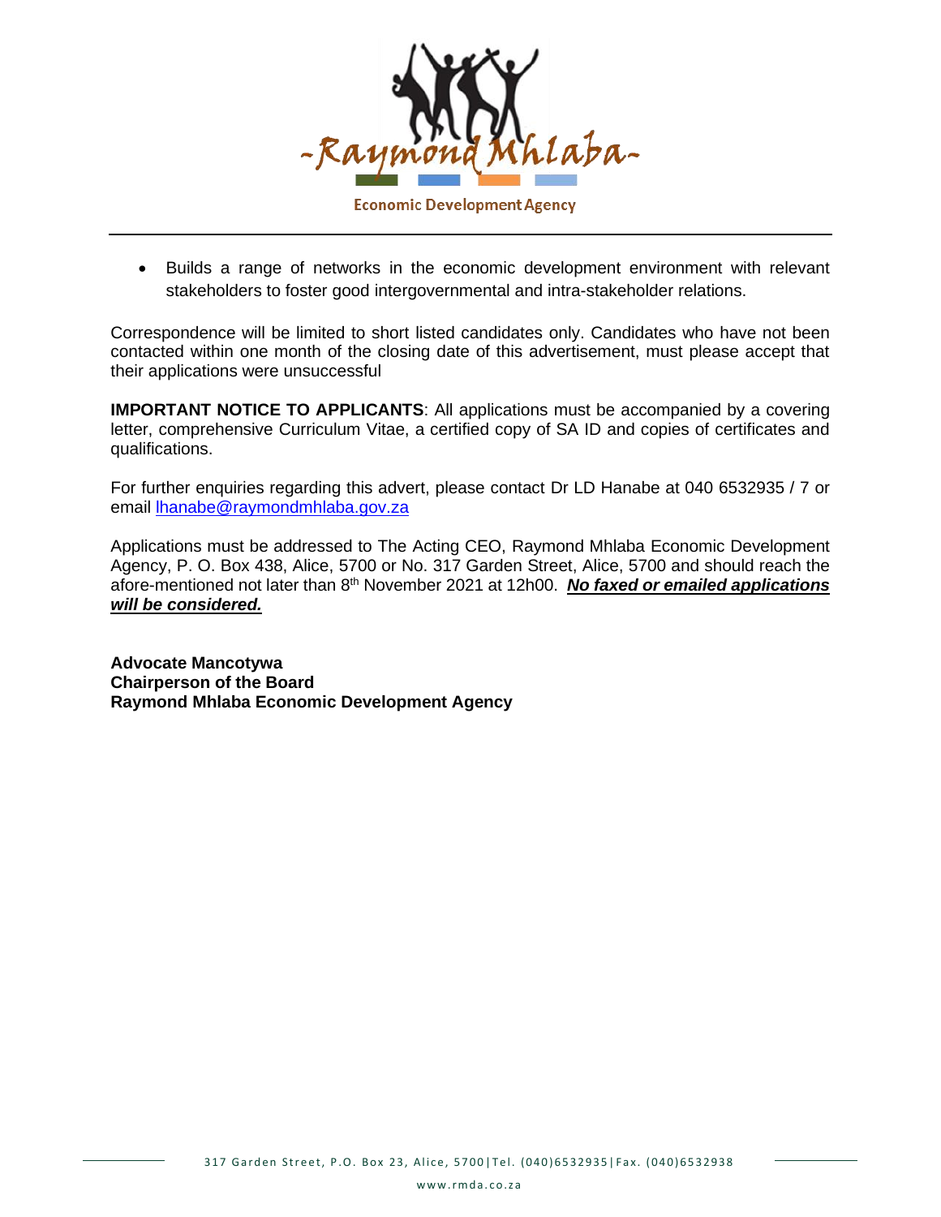- Builds a range of networks in the economic development environment with relevant stakeholders to foster good intergovernmental and intra-stakeholder relations.

Correspondence will be limited to short listed candidates only. Candidates who have not been contacted within one month of the closing date of this advertisement, must please accept that their applications were unsuccessful

**IMPORTANT NOTICE TO APPLICANTS**: All applications must be accompanied by a covering letter, comprehensive Curriculum Vitae, a certified copy of SA ID and copies of certificates and qualifications.

For further enquiries regarding this advert, please contact Dr LD Hanabe at 040 6532935 / 7 or email lhanabe@raymondmhlaba.gov.za

Applications must be addressed to The Acting CEO, Raymond Mhlaba Economic Development Agency, P. O. Box 438, Alice, 5700 or No. 317 Garden Street, Alice, 5700 and should reach the afore-mentioned not later than 8th November 2021 at 12h00. ***No faxed or emailed applications will be considered.***

**Advocate Mancotywa**
**Chairperson of the Board**
**Raymond Mhlaba Economic Development Agency**